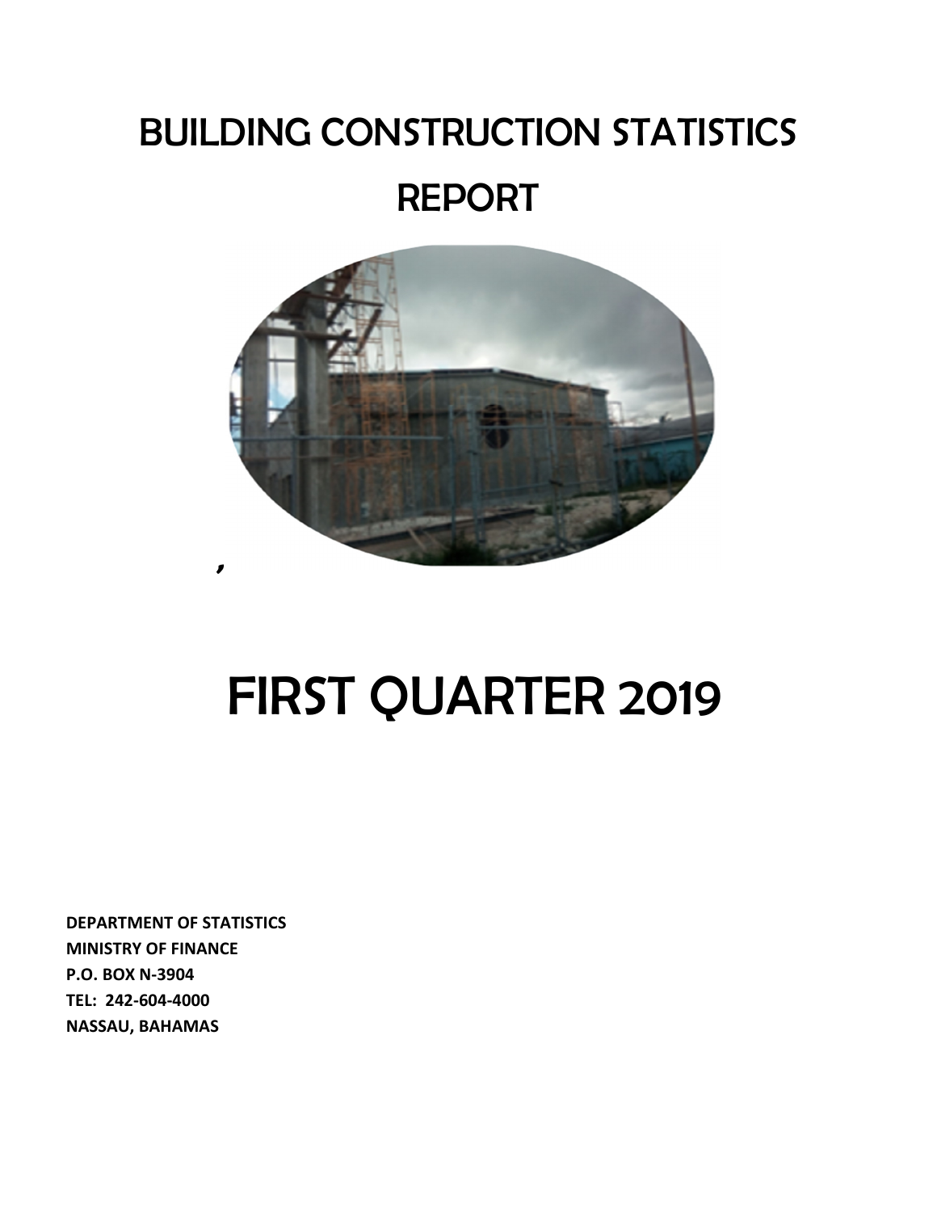# BUILDING CONSTRUCTION STATISTICS REPORT

# FIRST QUARTER 2019

**DEPARTMENT OF STATISTICS**
**MINISTRY OF FINANCE**
**P.O. BOX N-3904**
**TEL: 242-604-4000**
**NASSAU, BAHAMAS**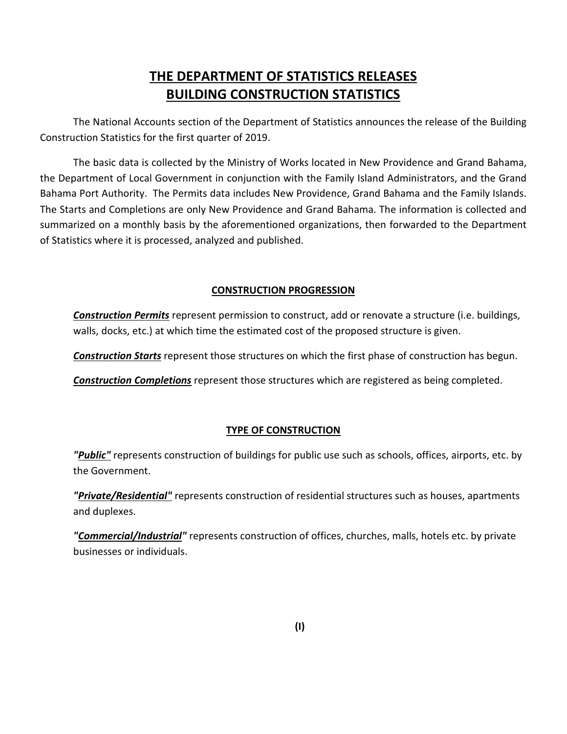# THE DEPARTMENT OF STATISTICS RELEASES BUILDING CONSTRUCTION STATISTICS

The National Accounts section of the Department of Statistics announces the release of the Building Construction Statistics for the first quarter of 2019.

The basic data is collected by the Ministry of Works located in New Providence and Grand Bahama, the Department of Local Government in conjunction with the Family Island Administrators, and the Grand Bahama Port Authority. The Permits data includes New Providence, Grand Bahama and the Family Islands. The Starts and Completions are only New Providence and Grand Bahama. The information is collected and summarized on a monthly basis by the aforementioned organizations, then forwarded to the Department of Statistics where it is processed, analyzed and published.

## CONSTRUCTION PROGRESSION

***Construction Permits*** represent permission to construct, add or renovate a structure (i.e. buildings, walls, docks, etc.) at which time the estimated cost of the proposed structure is given.

***Construction Starts*** represent those structures on which the first phase of construction has begun.

***Construction Completions*** represent those structures which are registered as being completed.

## TYPE OF CONSTRUCTION

***"Public"*** represents construction of buildings for public use such as schools, offices, airports, etc. by the Government.

***"Private/Residential"*** represents construction of residential structures such as houses, apartments and duplexes.

***"Commercial/Industrial"*** represents construction of offices, churches, malls, hotels etc. by private businesses or individuals.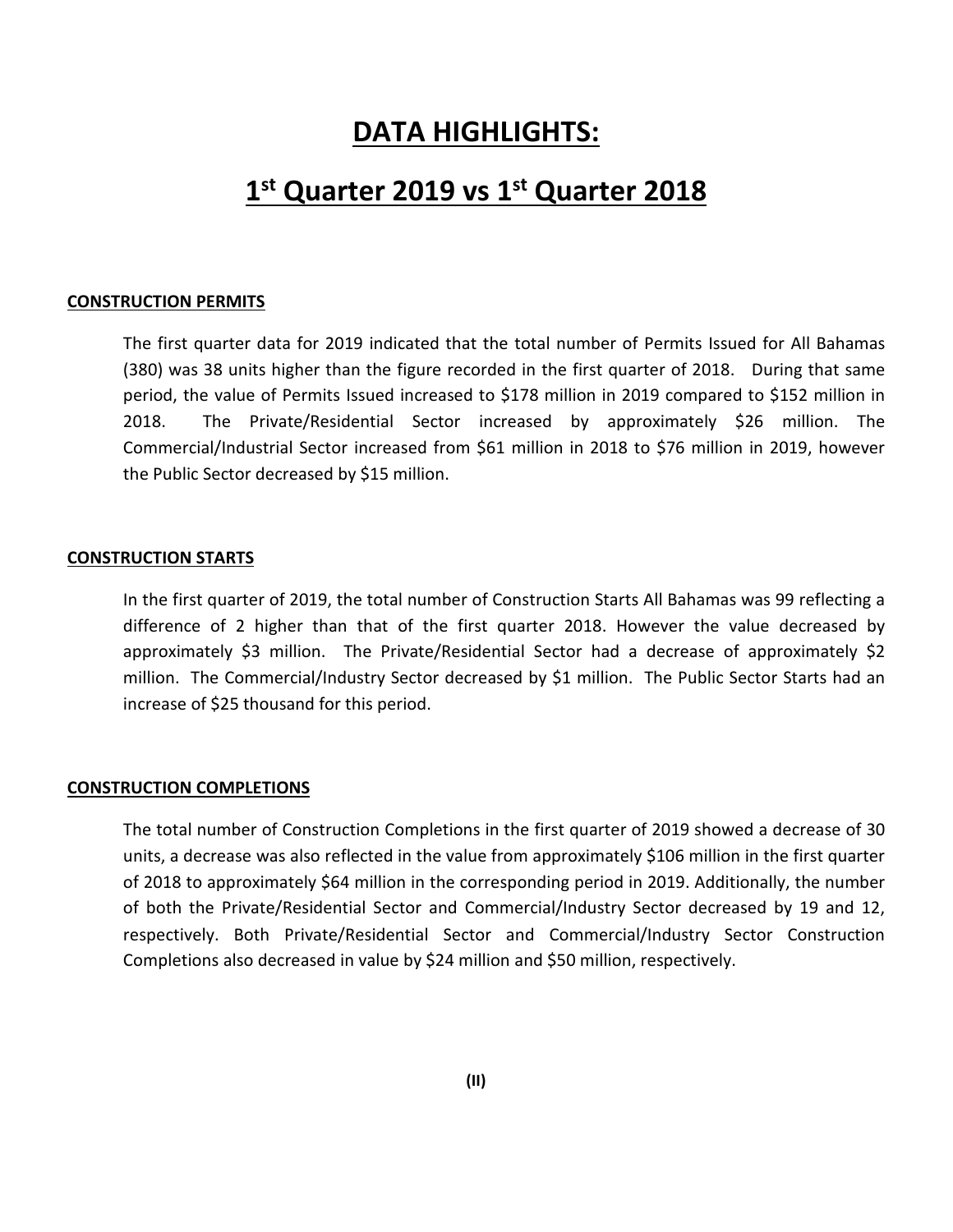# DATA HIGHLIGHTS:

# 1st Quarter 2019 vs 1st Quarter 2018

### CONSTRUCTION PERMITS

The first quarter data for 2019 indicated that the total number of Permits Issued for All Bahamas (380) was 38 units higher than the figure recorded in the first quarter of 2018. During that same period, the value of Permits Issued increased to $178 million in 2019 compared to $152 million in 2018. The Private/Residential Sector increased by approximately $26 million. The Commercial/Industrial Sector increased from $61 million in 2018 to $76 million in 2019, however the Public Sector decreased by $15 million.

### CONSTRUCTION STARTS

In the first quarter of 2019, the total number of Construction Starts All Bahamas was 99 reflecting a difference of 2 higher than that of the first quarter 2018. However the value decreased by approximately $3 million. The Private/Residential Sector had a decrease of approximately $2 million. The Commercial/Industry Sector decreased by $1 million. The Public Sector Starts had an increase of $25 thousand for this period.

### CONSTRUCTION COMPLETIONS

The total number of Construction Completions in the first quarter of 2019 showed a decrease of 30 units, a decrease was also reflected in the value from approximately $106 million in the first quarter of 2018 to approximately $64 million in the corresponding period in 2019. Additionally, the number of both the Private/Residential Sector and Commercial/Industry Sector decreased by 19 and 12, respectively. Both Private/Residential Sector and Commercial/Industry Sector Construction Completions also decreased in value by $24 million and $50 million, respectively.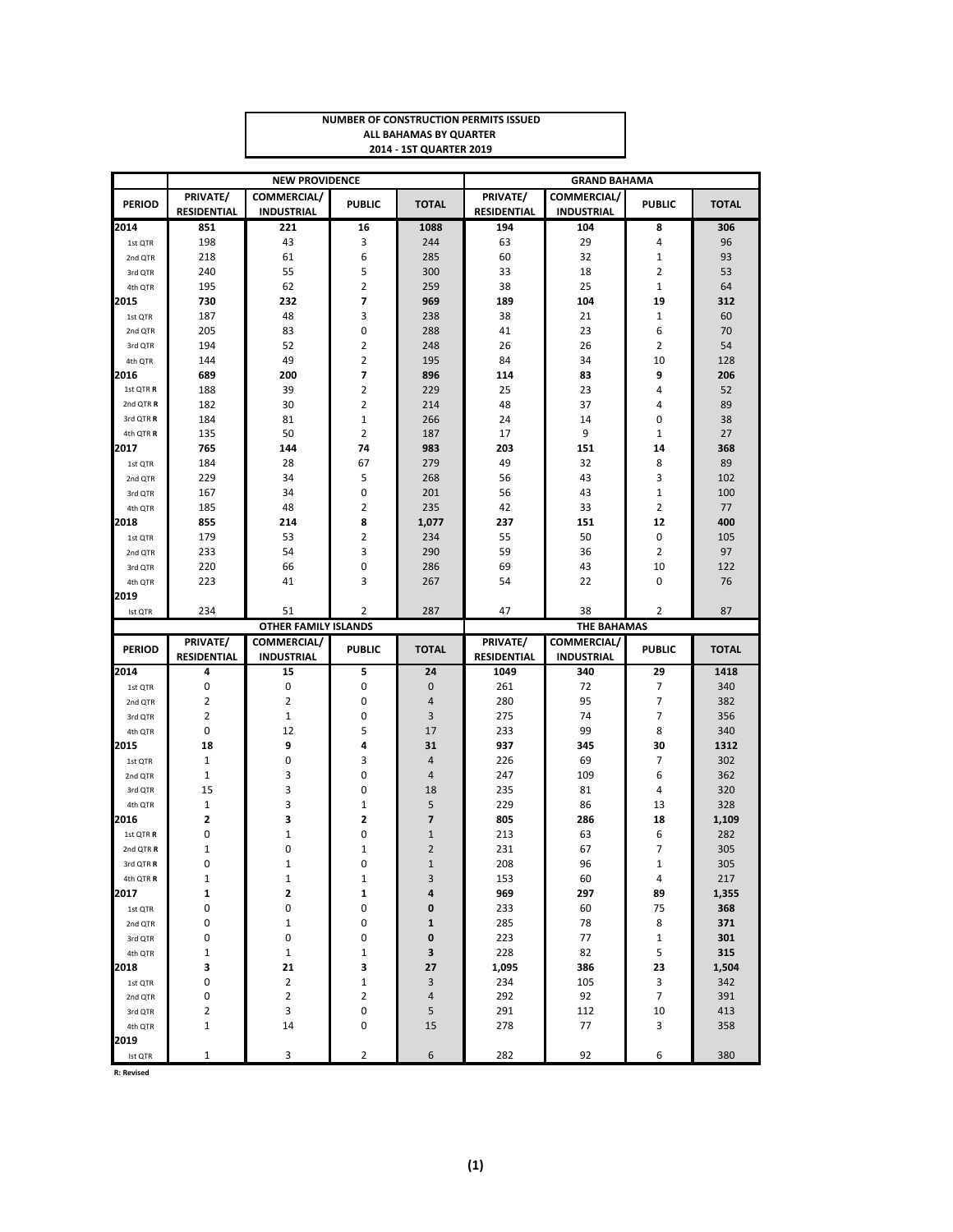**NUMBER OF CONSTRUCTION PERMITS ISSUED**
**ALL BAHAMAS BY QUARTER**
**2014 - 1ST QUARTER 2019**

| PERIOD | NEW PROVIDENCE | | | | GRAND BAHAMA | | | |
|---|---|---|---|---|---|---|---|---|
| | PRIVATE/ RESIDENTIAL | COMMERCIAL/ INDUSTRIAL | PUBLIC | TOTAL | PRIVATE/ RESIDENTIAL | COMMERCIAL/ INDUSTRIAL | PUBLIC | TOTAL |
| **2014** | **851** | **221** | **16** | **1088** | **194** | **104** | **8** | **306** |
| 1st QTR | 198 | 43 | 3 | 244 | 63 | 29 | 4 | 96 |
| 2nd QTR | 218 | 61 | 6 | 285 | 60 | 32 | 1 | 93 |
| 3rd QTR | 240 | 55 | 5 | 300 | 33 | 18 | 2 | 53 |
| 4th QTR | 195 | 62 | 2 | 259 | 38 | 25 | 1 | 64 |
| **2015** | **730** | **232** | **7** | **969** | **189** | **104** | **19** | **312** |
| 1st QTR | 187 | 48 | 3 | 238 | 38 | 21 | 1 | 60 |
| 2nd QTR | 205 | 83 | 0 | 288 | 41 | 23 | 6 | 70 |
| 3rd QTR | 194 | 52 | 2 | 248 | 26 | 26 | 2 | 54 |
| 4th QTR | 144 | 49 | 2 | 195 | 84 | 34 | 10 | 128 |
| **2016** | **689** | **200** | **7** | **896** | **114** | **83** | **9** | **206** |
| 1st QTR **R** | 188 | 39 | 2 | 229 | 25 | 23 | 4 | 52 |
| 2nd QTR **R** | 182 | 30 | 2 | 214 | 48 | 37 | 4 | 89 |
| 3rd QTR **R** | 184 | 81 | 1 | 266 | 24 | 14 | 0 | 38 |
| 4th QTR **R** | 135 | 50 | 2 | 187 | 17 | 9 | 1 | 27 |
| **2017** | **765** | **144** | **74** | **983** | **203** | **151** | **14** | **368** |
| 1st QTR | 184 | 28 | 67 | 279 | 49 | 32 | 8 | 89 |
| 2nd QTR | 229 | 34 | 5 | 268 | 56 | 43 | 3 | 102 |
| 3rd QTR | 167 | 34 | 0 | 201 | 56 | 43 | 1 | 100 |
| 4th QTR | 185 | 48 | 2 | 235 | 42 | 33 | 2 | 77 |
| **2018** | **855** | **214** | **8** | **1,077** | **237** | **151** | **12** | **400** |
| 1st QTR | 179 | 53 | 2 | 234 | 55 | 50 | 0 | 105 |
| 2nd QTR | 233 | 54 | 3 | 290 | 59 | 36 | 2 | 97 |
| 3rd QTR | 220 | 66 | 0 | 286 | 69 | 43 | 10 | 122 |
| 4th QTR | 223 | 41 | 3 | 267 | 54 | 22 | 0 | 76 |
| **2019** | | | | | | | | |
| Ist QTR | 234 | 51 | 2 | 287 | 47 | 38 | 2 | 87 |

| PERIOD | OTHER FAMILY ISLANDS | | | | THE BAHAMAS | | | |
|---|---|---|---|---|---|---|---|---|
| | PRIVATE/ RESIDENTIAL | COMMERCIAL/ INDUSTRIAL | PUBLIC | TOTAL | PRIVATE/ RESIDENTIAL | COMMERCIAL/ INDUSTRIAL | PUBLIC | TOTAL |
| **2014** | **4** | **15** | **5** | **24** | **1049** | **340** | **29** | **1418** |
| 1st QTR | 0 | 0 | 0 | 0 | 261 | 72 | 7 | 340 |
| 2nd QTR | 2 | 2 | 0 | 4 | 280 | 95 | 7 | 382 |
| 3rd QTR | 2 | 1 | 0 | 3 | 275 | 74 | 7 | 356 |
| 4th QTR | 0 | 12 | 5 | 17 | 233 | 99 | 8 | 340 |
| **2015** | **18** | **9** | **4** | **31** | **937** | **345** | **30** | **1312** |
| 1st QTR | 1 | 0 | 3 | 4 | 226 | 69 | 7 | 302 |
| 2nd QTR | 1 | 3 | 0 | 4 | 247 | 109 | 6 | 362 |
| 3rd QTR | 15 | 3 | 0 | 18 | 235 | 81 | 4 | 320 |
| 4th QTR | 1 | 3 | 1 | 5 | 229 | 86 | 13 | 328 |
| **2016** | **2** | **3** | **2** | **7** | **805** | **286** | **18** | **1,109** |
| 1st QTR **R** | 0 | 1 | 0 | 1 | 213 | 63 | 6 | 282 |
| 2nd QTR **R** | 1 | 0 | 1 | 2 | 231 | 67 | 7 | 305 |
| 3rd QTR **R** | 0 | 1 | 0 | 1 | 208 | 96 | 1 | 305 |
| 4th QTR **R** | 1 | 1 | 1 | 3 | 153 | 60 | 4 | 217 |
| **2017** | **1** | **2** | **1** | **4** | **969** | **297** | **89** | **1,355** |
| 1st QTR | 0 | 0 | 0 | **0** | 233 | 60 | 75 | **368** |
| 2nd QTR | 0 | 1 | 0 | **1** | 285 | 78 | 8 | **371** |
| 3rd QTR | 0 | 0 | 0 | **0** | 223 | 77 | 1 | **301** |
| 4th QTR | 1 | 1 | 1 | **3** | 228 | 82 | 5 | **315** |
| **2018** | **3** | **21** | **3** | **27** | **1,095** | **386** | **23** | **1,504** |
| 1st QTR | 0 | 2 | 1 | 3 | 234 | 105 | 3 | 342 |
| 2nd QTR | 0 | 2 | 2 | 4 | 292 | 92 | 7 | 391 |
| 3rd QTR | 2 | 3 | 0 | 5 | 291 | 112 | 10 | 413 |
| 4th QTR | 1 | 14 | 0 | 15 | 278 | 77 | 3 | 358 |
| **2019** | | | | | | | | |
| Ist QTR | 1 | 3 | 2 | 6 | 282 | 92 | 6 | 380 |

**R: Revised**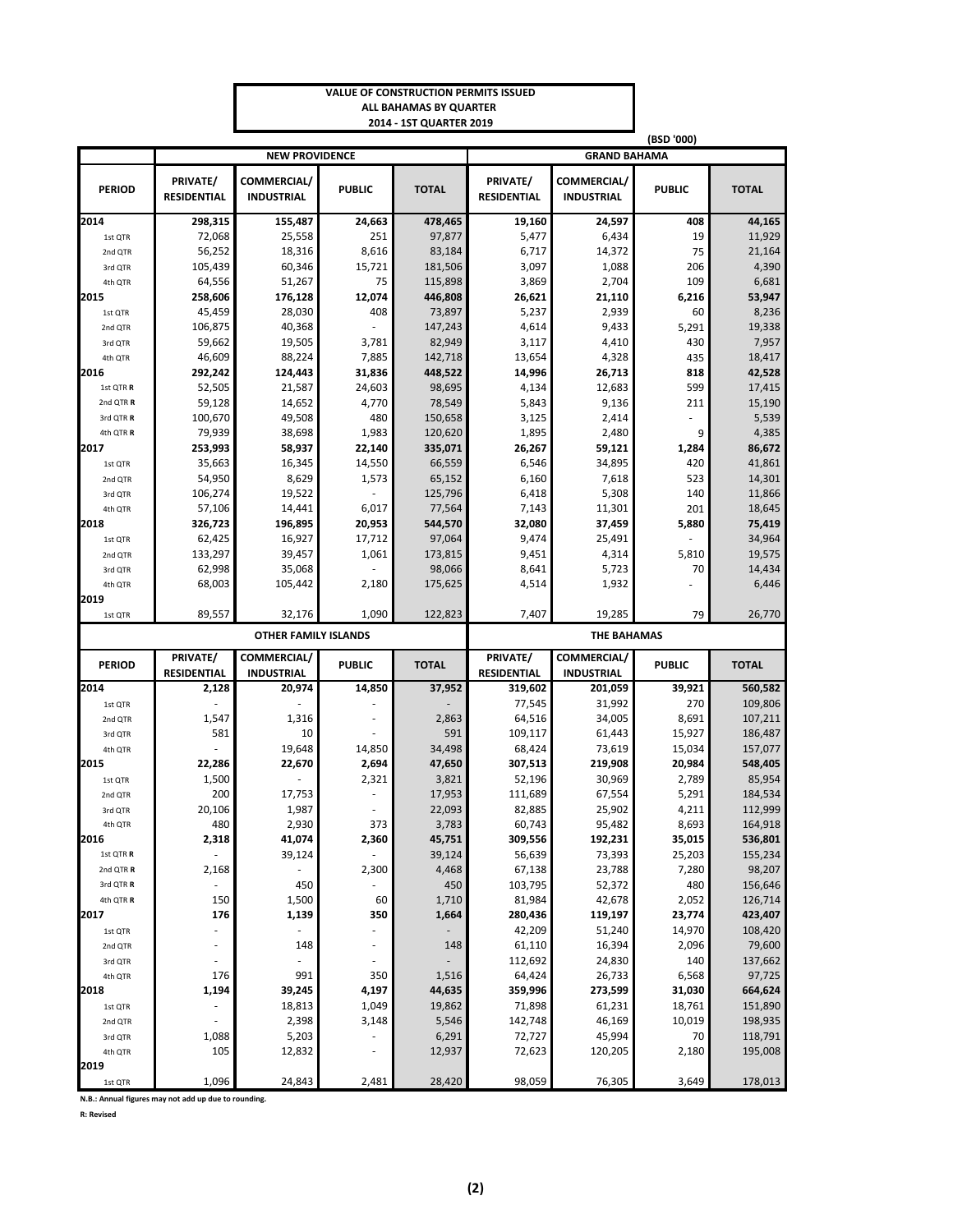**VALUE OF CONSTRUCTION PERMITS ISSUED**
**ALL BAHAMAS BY QUARTER**
**2014 - 1ST QUARTER 2019**

(BSD '000)

| | NEW PROVIDENCE | | | | GRAND BAHAMA | | | |
|---|---|---|---|---|---|---|---|---|
| PERIOD | PRIVATE/ RESIDENTIAL | COMMERCIAL/ INDUSTRIAL | PUBLIC | TOTAL | PRIVATE/ RESIDENTIAL | COMMERCIAL/ INDUSTRIAL | PUBLIC | TOTAL |
| **2014** | **298,315** | **155,487** | **24,663** | **478,465** | **19,160** | **24,597** | **408** | **44,165** |
| 1st QTR | 72,068 | 25,558 | 251 | 97,877 | 5,477 | 6,434 | 19 | 11,929 |
| 2nd QTR | 56,252 | 18,316 | 8,616 | 83,184 | 6,717 | 14,372 | 75 | 21,164 |
| 3rd QTR | 105,439 | 60,346 | 15,721 | 181,506 | 3,097 | 1,088 | 206 | 4,390 |
| 4th QTR | 64,556 | 51,267 | 75 | 115,898 | 3,869 | 2,704 | 109 | 6,681 |
| **2015** | **258,606** | **176,128** | **12,074** | **446,808** | **26,621** | **21,110** | **6,216** | **53,947** |
| 1st QTR | 45,459 | 28,030 | 408 | 73,897 | 5,237 | 2,939 | 60 | 8,236 |
| 2nd QTR | 106,875 | 40,368 | - | 147,243 | 4,614 | 9,433 | 5,291 | 19,338 |
| 3rd QTR | 59,662 | 19,505 | 3,781 | 82,949 | 3,117 | 4,410 | 430 | 7,957 |
| 4th QTR | 46,609 | 88,224 | 7,885 | 142,718 | 13,654 | 4,328 | 435 | 18,417 |
| **2016** | **292,242** | **124,443** | **31,836** | **448,522** | **14,996** | **26,713** | **818** | **42,528** |
| 1st QTR **R** | 52,505 | 21,587 | 24,603 | 98,695 | 4,134 | 12,683 | 599 | 17,415 |
| 2nd QTR **R** | 59,128 | 14,652 | 4,770 | 78,549 | 5,843 | 9,136 | 211 | 15,190 |
| 3rd QTR **R** | 100,670 | 49,508 | 480 | 150,658 | 3,125 | 2,414 | - | 5,539 |
| 4th QTR **R** | 79,939 | 38,698 | 1,983 | 120,620 | 1,895 | 2,480 | 9 | 4,385 |
| **2017** | **253,993** | **58,937** | **22,140** | **335,071** | **26,267** | **59,121** | **1,284** | **86,672** |
| 1st QTR | 35,663 | 16,345 | 14,550 | 66,559 | 6,546 | 34,895 | 420 | 41,861 |
| 2nd QTR | 54,950 | 8,629 | 1,573 | 65,152 | 6,160 | 7,618 | 523 | 14,301 |
| 3rd QTR | 106,274 | 19,522 | - | 125,796 | 6,418 | 5,308 | 140 | 11,866 |
| 4th QTR | 57,106 | 14,441 | 6,017 | 77,564 | 7,143 | 11,301 | 201 | 18,645 |
| **2018** | **326,723** | **196,895** | **20,953** | **544,570** | **32,080** | **37,459** | **5,880** | **75,419** |
| 1st QTR | 62,425 | 16,927 | 17,712 | 97,064 | 9,474 | 25,491 | - | 34,964 |
| 2nd QTR | 133,297 | 39,457 | 1,061 | 173,815 | 9,451 | 4,314 | 5,810 | 19,575 |
| 3rd QTR | 62,998 | 35,068 | - | 98,066 | 8,641 | 5,723 | 70 | 14,434 |
| 4th QTR | 68,003 | 105,442 | 2,180 | 175,625 | 4,514 | 1,932 | - | 6,446 |
| **2019** | | | | | | | | |
| 1st QTR | 89,557 | 32,176 | 1,090 | 122,823 | 7,407 | 19,285 | 79 | 26,770 |

| | OTHER FAMILY ISLANDS | | | | THE BAHAMAS | | | |
|---|---|---|---|---|---|---|---|---|
| PERIOD | PRIVATE/ RESIDENTIAL | COMMERCIAL/ INDUSTRIAL | PUBLIC | TOTAL | PRIVATE/ RESIDENTIAL | COMMERCIAL/ INDUSTRIAL | PUBLIC | TOTAL |
| **2014** | **2,128** | **20,974** | **14,850** | **37,952** | **319,602** | **201,059** | **39,921** | **560,582** |
| 1st QTR | - | - | - | - | 77,545 | 31,992 | 270 | 109,806 |
| 2nd QTR | 1,547 | 1,316 | - | 2,863 | 64,516 | 34,005 | 8,691 | 107,211 |
| 3rd QTR | 581 | 10 | - | 591 | 109,117 | 61,443 | 15,927 | 186,487 |
| 4th QTR | - | 19,648 | 14,850 | 34,498 | 68,424 | 73,619 | 15,034 | 157,077 |
| **2015** | **22,286** | **22,670** | **2,694** | **47,650** | **307,513** | **219,908** | **20,984** | **548,405** |
| 1st QTR | 1,500 | - | 2,321 | 3,821 | 52,196 | 30,969 | 2,789 | 85,954 |
| 2nd QTR | 200 | 17,753 | - | 17,953 | 111,689 | 67,554 | 5,291 | 184,534 |
| 3rd QTR | 20,106 | 1,987 | - | 22,093 | 82,885 | 25,902 | 4,211 | 112,999 |
| 4th QTR | 480 | 2,930 | 373 | 3,783 | 60,743 | 95,482 | 8,693 | 164,918 |
| **2016** | **2,318** | **41,074** | **2,360** | **45,751** | **309,556** | **192,231** | **35,015** | **536,801** |
| 1st QTR **R** | - | 39,124 | - | 39,124 | 56,639 | 73,393 | 25,203 | 155,234 |
| 2nd QTR **R** | 2,168 | - | 2,300 | 4,468 | 67,138 | 23,788 | 7,280 | 98,207 |
| 3rd QTR **R** | - | 450 | - | 450 | 103,795 | 52,372 | 480 | 156,646 |
| 4th QTR **R** | 150 | 1,500 | 60 | 1,710 | 81,984 | 42,678 | 2,052 | 126,714 |
| **2017** | **176** | **1,139** | **350** | **1,664** | **280,436** | **119,197** | **23,774** | **423,407** |
| 1st QTR | - | - | - | - | 42,209 | 51,240 | 14,970 | 108,420 |
| 2nd QTR | - | 148 | - | 148 | 61,110 | 16,394 | 2,096 | 79,600 |
| 3rd QTR | - | - | - | - | 112,692 | 24,830 | 140 | 137,662 |
| 4th QTR | 176 | 991 | 350 | 1,516 | 64,424 | 26,733 | 6,568 | 97,725 |
| **2018** | **1,194** | **39,245** | **4,197** | **44,635** | **359,996** | **273,599** | **31,030** | **664,624** |
| 1st QTR | - | 18,813 | 1,049 | 19,862 | 71,898 | 61,231 | 18,761 | 151,890 |
| 2nd QTR | - | 2,398 | 3,148 | 5,546 | 142,748 | 46,169 | 10,019 | 198,935 |
| 3rd QTR | 1,088 | 5,203 | - | 6,291 | 72,727 | 45,994 | 70 | 118,791 |
| 4th QTR | 105 | 12,832 | - | 12,937 | 72,623 | 120,205 | 2,180 | 195,008 |
| **2019** | | | | | | | | |
| 1st QTR | 1,096 | 24,843 | 2,481 | 28,420 | 98,059 | 76,305 | 3,649 | 178,013 |

**N.B.: Annual figures may not add up due to rounding.**

**R: Revised**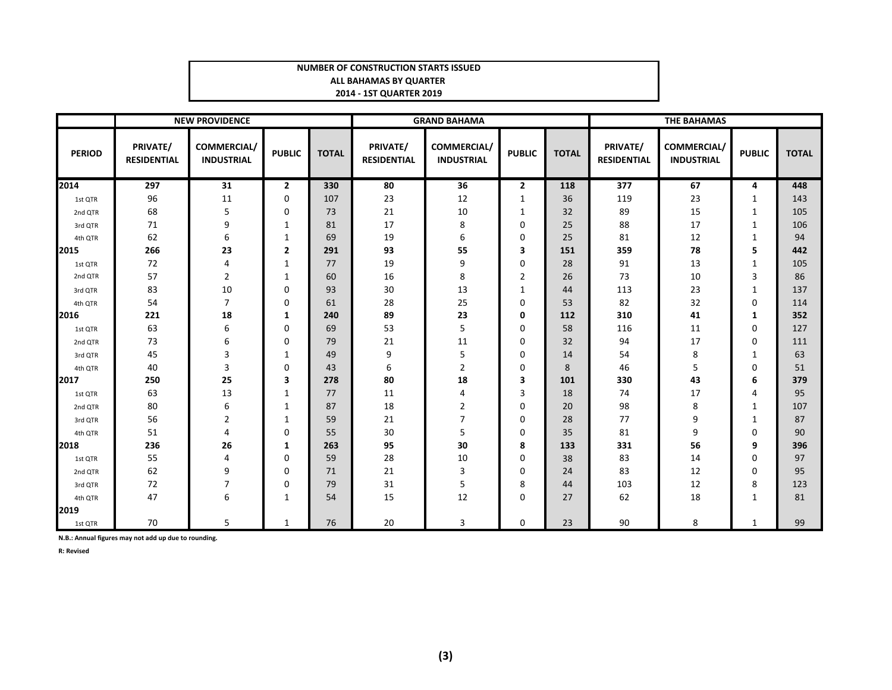**NUMBER OF CONSTRUCTION STARTS ISSUED**
**ALL BAHAMAS BY QUARTER**
**2014 - 1ST QUARTER 2019**

| | NEW PROVIDENCE | | | | GRAND BAHAMA | | | | THE BAHAMAS | | | |
|---|---|---|---|---|---|---|---|---|---|---|---|---|
| PERIOD | PRIVATE/ RESIDENTIAL | COMMERCIAL/ INDUSTRIAL | PUBLIC | TOTAL | PRIVATE/ RESIDENTIAL | COMMERCIAL/ INDUSTRIAL | PUBLIC | TOTAL | PRIVATE/ RESIDENTIAL | COMMERCIAL/ INDUSTRIAL | PUBLIC | TOTAL |
| **2014** | **297** | **31** | **2** | **330** | **80** | **36** | **2** | **118** | **377** | **67** | **4** | **448** |
| 1st QTR | 96 | 11 | 0 | 107 | 23 | 12 | 1 | 36 | 119 | 23 | 1 | 143 |
| 2nd QTR | 68 | 5 | 0 | 73 | 21 | 10 | 1 | 32 | 89 | 15 | 1 | 105 |
| 3rd QTR | 71 | 9 | 1 | 81 | 17 | 8 | 0 | 25 | 88 | 17 | 1 | 106 |
| 4th QTR | 62 | 6 | 1 | 69 | 19 | 6 | 0 | 25 | 81 | 12 | 1 | 94 |
| **2015** | **266** | **23** | **2** | **291** | **93** | **55** | **3** | **151** | **359** | **78** | **5** | **442** |
| 1st QTR | 72 | 4 | 1 | 77 | 19 | 9 | 0 | 28 | 91 | 13 | 1 | 105 |
| 2nd QTR | 57 | 2 | 1 | 60 | 16 | 8 | 2 | 26 | 73 | 10 | 3 | 86 |
| 3rd QTR | 83 | 10 | 0 | 93 | 30 | 13 | 1 | 44 | 113 | 23 | 1 | 137 |
| 4th QTR | 54 | 7 | 0 | 61 | 28 | 25 | 0 | 53 | 82 | 32 | 0 | 114 |
| **2016** | **221** | **18** | **1** | **240** | **89** | **23** | **0** | **112** | **310** | **41** | **1** | **352** |
| 1st QTR | 63 | 6 | 0 | 69 | 53 | 5 | 0 | 58 | 116 | 11 | 0 | 127 |
| 2nd QTR | 73 | 6 | 0 | 79 | 21 | 11 | 0 | 32 | 94 | 17 | 0 | 111 |
| 3rd QTR | 45 | 3 | 1 | 49 | 9 | 5 | 0 | 14 | 54 | 8 | 1 | 63 |
| 4th QTR | 40 | 3 | 0 | 43 | 6 | 2 | 0 | 8 | 46 | 5 | 0 | 51 |
| **2017** | **250** | **25** | **3** | **278** | **80** | **18** | **3** | **101** | **330** | **43** | **6** | **379** |
| 1st QTR | 63 | 13 | 1 | 77 | 11 | 4 | 3 | 18 | 74 | 17 | 4 | 95 |
| 2nd QTR | 80 | 6 | 1 | 87 | 18 | 2 | 0 | 20 | 98 | 8 | 1 | 107 |
| 3rd QTR | 56 | 2 | 1 | 59 | 21 | 7 | 0 | 28 | 77 | 9 | 1 | 87 |
| 4th QTR | 51 | 4 | 0 | 55 | 30 | 5 | 0 | 35 | 81 | 9 | 0 | 90 |
| **2018** | **236** | **26** | **1** | **263** | **95** | **30** | **8** | **133** | **331** | **56** | **9** | **396** |
| 1st QTR | 55 | 4 | 0 | 59 | 28 | 10 | 0 | 38 | 83 | 14 | 0 | 97 |
| 2nd QTR | 62 | 9 | 0 | 71 | 21 | 3 | 0 | 24 | 83 | 12 | 0 | 95 |
| 3rd QTR | 72 | 7 | 0 | 79 | 31 | 5 | 8 | 44 | 103 | 12 | 8 | 123 |
| 4th QTR | 47 | 6 | 1 | 54 | 15 | 12 | 0 | 27 | 62 | 18 | 1 | 81 |
| **2019** | | | | | | | | | | | | |
| 1st QTR | 70 | 5 | 1 | 76 | 20 | 3 | 0 | 23 | 90 | 8 | 1 | 99 |

**N.B.: Annual figures may not add up due to rounding.**

**R: Revised**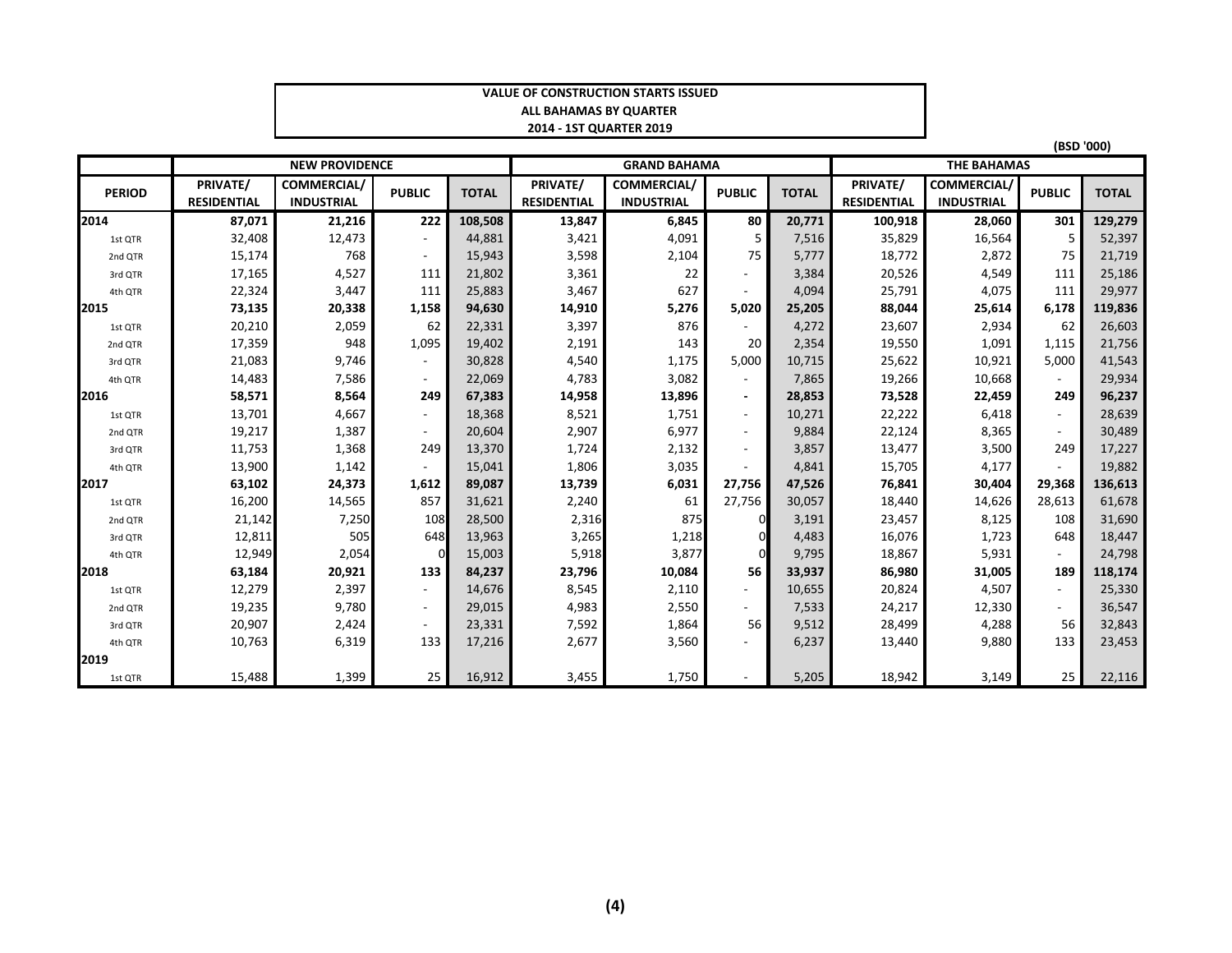**VALUE OF CONSTRUCTION STARTS ISSUED**
**ALL BAHAMAS BY QUARTER**
**2014 - 1ST QUARTER 2019**

(BSD '000)

| | NEW PROVIDENCE | | | | GRAND BAHAMA | | | | THE BAHAMAS | | | |
|---|---|---|---|---|---|---|---|---|---|---|---|---|
| PERIOD | PRIVATE/ RESIDENTIAL | COMMERCIAL/ INDUSTRIAL | PUBLIC | TOTAL | PRIVATE/ RESIDENTIAL | COMMERCIAL/ INDUSTRIAL | PUBLIC | TOTAL | PRIVATE/ RESIDENTIAL | COMMERCIAL/ INDUSTRIAL | PUBLIC | TOTAL |
| **2014** | **87,071** | **21,216** | **222** | **108,508** | **13,847** | **6,845** | **80** | **20,771** | **100,918** | **28,060** | **301** | **129,279** |
| 1st QTR | 32,408 | 12,473 | - | 44,881 | 3,421 | 4,091 | 5 | 7,516 | 35,829 | 16,564 | 5 | 52,397 |
| 2nd QTR | 15,174 | 768 | - | 15,943 | 3,598 | 2,104 | 75 | 5,777 | 18,772 | 2,872 | 75 | 21,719 |
| 3rd QTR | 17,165 | 4,527 | 111 | 21,802 | 3,361 | 22 | - | 3,384 | 20,526 | 4,549 | 111 | 25,186 |
| 4th QTR | 22,324 | 3,447 | 111 | 25,883 | 3,467 | 627 | - | 4,094 | 25,791 | 4,075 | 111 | 29,977 |
| **2015** | **73,135** | **20,338** | **1,158** | **94,630** | **14,910** | **5,276** | **5,020** | **25,205** | **88,044** | **25,614** | **6,178** | **119,836** |
| 1st QTR | 20,210 | 2,059 | 62 | 22,331 | 3,397 | 876 | - | 4,272 | 23,607 | 2,934 | 62 | 26,603 |
| 2nd QTR | 17,359 | 948 | 1,095 | 19,402 | 2,191 | 143 | 20 | 2,354 | 19,550 | 1,091 | 1,115 | 21,756 |
| 3rd QTR | 21,083 | 9,746 | - | 30,828 | 4,540 | 1,175 | 5,000 | 10,715 | 25,622 | 10,921 | 5,000 | 41,543 |
| 4th QTR | 14,483 | 7,586 | - | 22,069 | 4,783 | 3,082 | - | 7,865 | 19,266 | 10,668 | - | 29,934 |
| **2016** | **58,571** | **8,564** | **249** | **67,383** | **14,958** | **13,896** | **-** | **28,853** | **73,528** | **22,459** | **249** | **96,237** |
| 1st QTR | 13,701 | 4,667 | - | 18,368 | 8,521 | 1,751 | - | 10,271 | 22,222 | 6,418 | - | 28,639 |
| 2nd QTR | 19,217 | 1,387 | - | 20,604 | 2,907 | 6,977 | - | 9,884 | 22,124 | 8,365 | - | 30,489 |
| 3rd QTR | 11,753 | 1,368 | 249 | 13,370 | 1,724 | 2,132 | - | 3,857 | 13,477 | 3,500 | 249 | 17,227 |
| 4th QTR | 13,900 | 1,142 | - | 15,041 | 1,806 | 3,035 | - | 4,841 | 15,705 | 4,177 | - | 19,882 |
| **2017** | **63,102** | **24,373** | **1,612** | **89,087** | **13,739** | **6,031** | **27,756** | **47,526** | **76,841** | **30,404** | **29,368** | **136,613** |
| 1st QTR | 16,200 | 14,565 | 857 | 31,621 | 2,240 | 61 | 27,756 | 30,057 | 18,440 | 14,626 | 28,613 | 61,678 |
| 2nd QTR | 21,142 | 7,250 | 108 | 28,500 | 2,316 | 875 | 0 | 3,191 | 23,457 | 8,125 | 108 | 31,690 |
| 3rd QTR | 12,811 | 505 | 648 | 13,963 | 3,265 | 1,218 | 0 | 4,483 | 16,076 | 1,723 | 648 | 18,447 |
| 4th QTR | 12,949 | 2,054 | 0 | 15,003 | 5,918 | 3,877 | 0 | 9,795 | 18,867 | 5,931 | - | 24,798 |
| **2018** | **63,184** | **20,921** | **133** | **84,237** | **23,796** | **10,084** | **56** | **33,937** | **86,980** | **31,005** | **189** | **118,174** |
| 1st QTR | 12,279 | 2,397 | - | 14,676 | 8,545 | 2,110 | - | 10,655 | 20,824 | 4,507 | - | 25,330 |
| 2nd QTR | 19,235 | 9,780 | - | 29,015 | 4,983 | 2,550 | - | 7,533 | 24,217 | 12,330 | - | 36,547 |
| 3rd QTR | 20,907 | 2,424 | - | 23,331 | 7,592 | 1,864 | 56 | 9,512 | 28,499 | 4,288 | 56 | 32,843 |
| 4th QTR | 10,763 | 6,319 | 133 | 17,216 | 2,677 | 3,560 | - | 6,237 | 13,440 | 9,880 | 133 | 23,453 |
| **2019** | | | | | | | | | | | | |
| 1st QTR | 15,488 | 1,399 | 25 | 16,912 | 3,455 | 1,750 | - | 5,205 | 18,942 | 3,149 | 25 | 22,116 |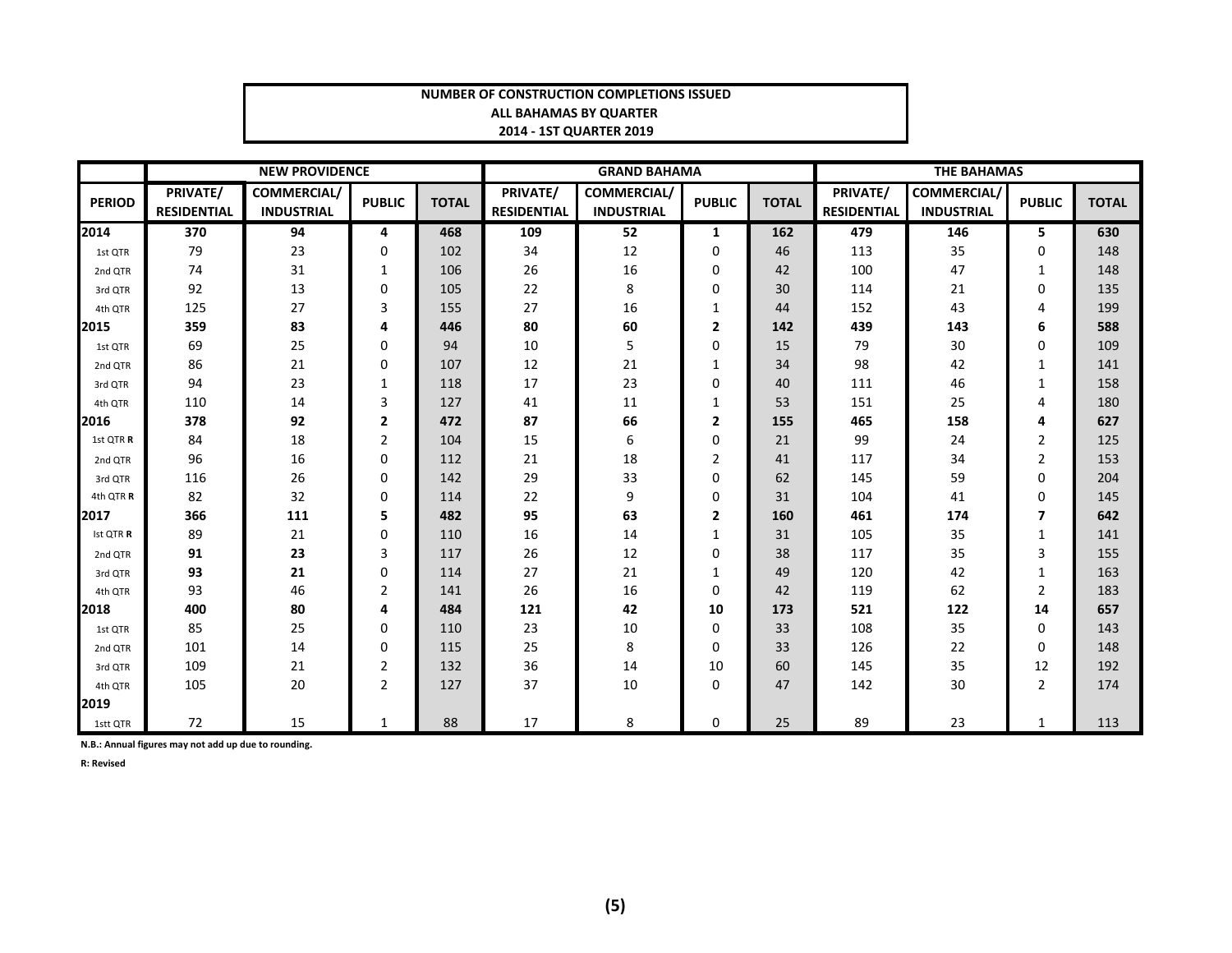**NUMBER OF CONSTRUCTION COMPLETIONS ISSUED**
**ALL BAHAMAS BY QUARTER**
**2014 - 1ST QUARTER 2019**

| PERIOD | NEW PROVIDENCE | | | | GRAND BAHAMA | | | | THE BAHAMAS | | | |
|---|---|---|---|---|---|---|---|---|---|---|---|---|
| | PRIVATE/ RESIDENTIAL | COMMERCIAL/ INDUSTRIAL | PUBLIC | TOTAL | PRIVATE/ RESIDENTIAL | COMMERCIAL/ INDUSTRIAL | PUBLIC | TOTAL | PRIVATE/ RESIDENTIAL | COMMERCIAL/ INDUSTRIAL | PUBLIC | TOTAL |
| **2014** | **370** | **94** | **4** | **468** | **109** | **52** | **1** | **162** | **479** | **146** | **5** | **630** |
| 1st QTR | 79 | 23 | 0 | 102 | 34 | 12 | 0 | 46 | 113 | 35 | 0 | 148 |
| 2nd QTR | 74 | 31 | 1 | 106 | 26 | 16 | 0 | 42 | 100 | 47 | 1 | 148 |
| 3rd QTR | 92 | 13 | 0 | 105 | 22 | 8 | 0 | 30 | 114 | 21 | 0 | 135 |
| 4th QTR | 125 | 27 | 3 | 155 | 27 | 16 | 1 | 44 | 152 | 43 | 4 | 199 |
| **2015** | **359** | **83** | **4** | **446** | **80** | **60** | **2** | **142** | **439** | **143** | **6** | **588** |
| 1st QTR | 69 | 25 | 0 | 94 | 10 | 5 | 0 | 15 | 79 | 30 | 0 | 109 |
| 2nd QTR | 86 | 21 | 0 | 107 | 12 | 21 | 1 | 34 | 98 | 42 | 1 | 141 |
| 3rd QTR | 94 | 23 | 1 | 118 | 17 | 23 | 0 | 40 | 111 | 46 | 1 | 158 |
| 4th QTR | 110 | 14 | 3 | 127 | 41 | 11 | 1 | 53 | 151 | 25 | 4 | 180 |
| **2016** | **378** | **92** | **2** | **472** | **87** | **66** | **2** | **155** | **465** | **158** | **4** | **627** |
| 1st QTR **R** | 84 | 18 | 2 | 104 | 15 | 6 | 0 | 21 | 99 | 24 | 2 | 125 |
| 2nd QTR | 96 | 16 | 0 | 112 | 21 | 18 | 2 | 41 | 117 | 34 | 2 | 153 |
| 3rd QTR | 116 | 26 | 0 | 142 | 29 | 33 | 0 | 62 | 145 | 59 | 0 | 204 |
| 4th QTR **R** | 82 | 32 | 0 | 114 | 22 | 9 | 0 | 31 | 104 | 41 | 0 | 145 |
| **2017** | **366** | **111** | **5** | **482** | **95** | **63** | **2** | **160** | **461** | **174** | **7** | **642** |
| Ist QTR **R** | 89 | 21 | 0 | 110 | 16 | 14 | 1 | 31 | 105 | 35 | 1 | 141 |
| 2nd QTR | **91** | **23** | 3 | 117 | 26 | 12 | 0 | 38 | 117 | 35 | 3 | 155 |
| 3rd QTR | **93** | **21** | 0 | 114 | 27 | 21 | 1 | 49 | 120 | 42 | 1 | 163 |
| 4th QTR | 93 | 46 | 2 | 141 | 26 | 16 | 0 | 42 | 119 | 62 | 2 | 183 |
| **2018** | **400** | **80** | **4** | **484** | **121** | **42** | **10** | **173** | **521** | **122** | **14** | **657** |
| 1st QTR | 85 | 25 | 0 | 110 | 23 | 10 | 0 | 33 | 108 | 35 | 0 | 143 |
| 2nd QTR | 101 | 14 | 0 | 115 | 25 | 8 | 0 | 33 | 126 | 22 | 0 | 148 |
| 3rd QTR | 109 | 21 | 2 | 132 | 36 | 14 | 10 | 60 | 145 | 35 | 12 | 192 |
| 4th QTR | 105 | 20 | 2 | 127 | 37 | 10 | 0 | 47 | 142 | 30 | 2 | 174 |
| **2019** | | | | | | | | | | | | |
| 1stt QTR | 72 | 15 | 1 | 88 | 17 | 8 | 0 | 25 | 89 | 23 | 1 | 113 |

**N.B.: Annual figures may not add up due to rounding.**

**R: Revised**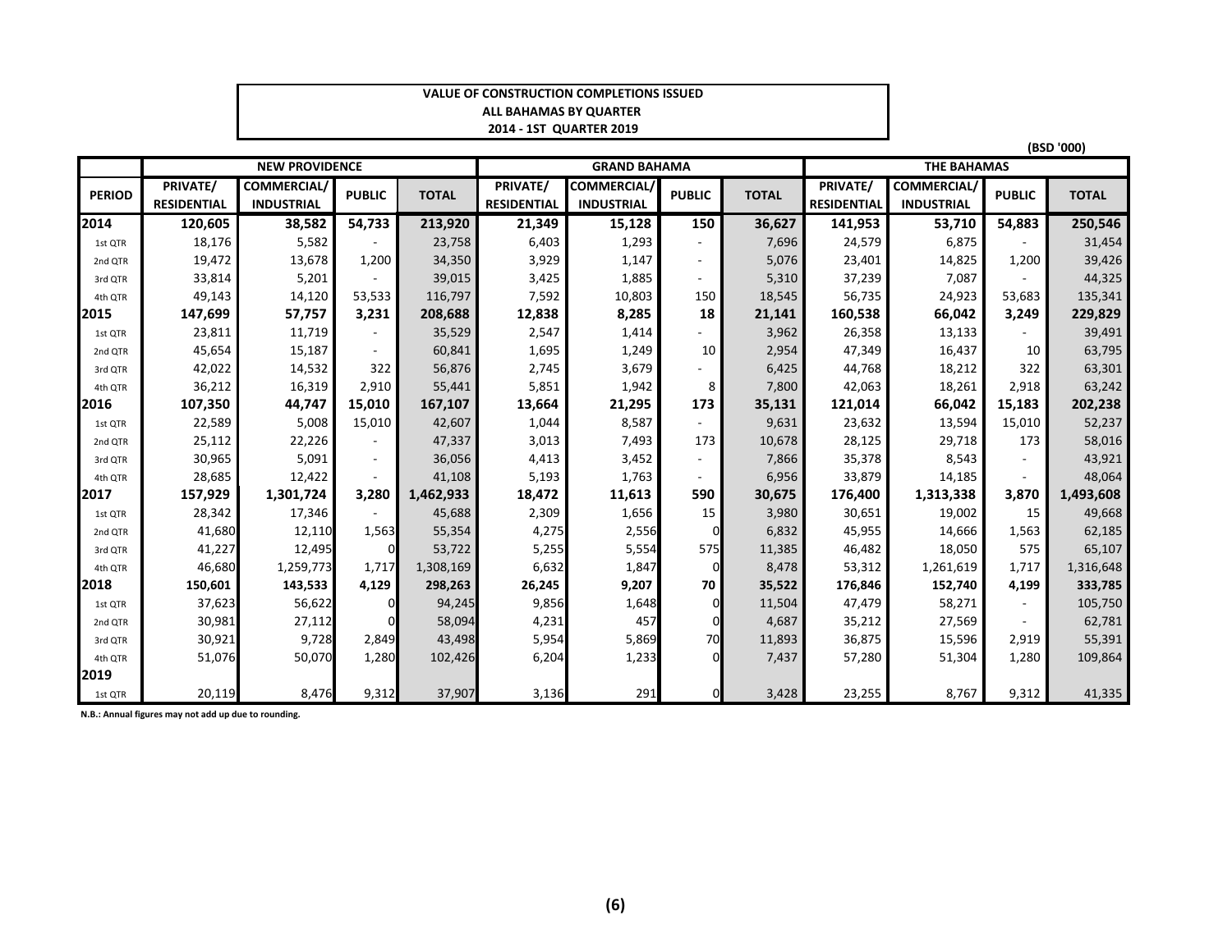**VALUE OF CONSTRUCTION COMPLETIONS ISSUED**
**ALL BAHAMAS BY QUARTER**
**2014 - 1ST QUARTER 2019**

(BSD '000)

| PERIOD | NEW PROVIDENCE | | | | GRAND BAHAMA | | | | THE BAHAMAS | | | |
|---|---|---|---|---|---|---|---|---|---|---|---|---|
| | PRIVATE/ RESIDENTIAL | COMMERCIAL/ INDUSTRIAL | PUBLIC | TOTAL | PRIVATE/ RESIDENTIAL | COMMERCIAL/ INDUSTRIAL | PUBLIC | TOTAL | PRIVATE/ RESIDENTIAL | COMMERCIAL/ INDUSTRIAL | PUBLIC | TOTAL |
| **2014** | **120,605** | **38,582** | **54,733** | **213,920** | **21,349** | **15,128** | **150** | **36,627** | **141,953** | **53,710** | **54,883** | **250,546** |
| 1st QTR | 18,176 | 5,582 | - | 23,758 | 6,403 | 1,293 | - | 7,696 | 24,579 | 6,875 | - | 31,454 |
| 2nd QTR | 19,472 | 13,678 | 1,200 | 34,350 | 3,929 | 1,147 | - | 5,076 | 23,401 | 14,825 | 1,200 | 39,426 |
| 3rd QTR | 33,814 | 5,201 | - | 39,015 | 3,425 | 1,885 | - | 5,310 | 37,239 | 7,087 | - | 44,325 |
| 4th QTR | 49,143 | 14,120 | 53,533 | 116,797 | 7,592 | 10,803 | 150 | 18,545 | 56,735 | 24,923 | 53,683 | 135,341 |
| **2015** | **147,699** | **57,757** | **3,231** | **208,688** | **12,838** | **8,285** | **18** | **21,141** | **160,538** | **66,042** | **3,249** | **229,829** |
| 1st QTR | 23,811 | 11,719 | - | 35,529 | 2,547 | 1,414 | - | 3,962 | 26,358 | 13,133 | - | 39,491 |
| 2nd QTR | 45,654 | 15,187 | - | 60,841 | 1,695 | 1,249 | 10 | 2,954 | 47,349 | 16,437 | 10 | 63,795 |
| 3rd QTR | 42,022 | 14,532 | 322 | 56,876 | 2,745 | 3,679 | - | 6,425 | 44,768 | 18,212 | 322 | 63,301 |
| 4th QTR | 36,212 | 16,319 | 2,910 | 55,441 | 5,851 | 1,942 | 8 | 7,800 | 42,063 | 18,261 | 2,918 | 63,242 |
| **2016** | **107,350** | **44,747** | **15,010** | **167,107** | **13,664** | **21,295** | **173** | **35,131** | **121,014** | **66,042** | **15,183** | **202,238** |
| 1st QTR | 22,589 | 5,008 | 15,010 | 42,607 | 1,044 | 8,587 | - | 9,631 | 23,632 | 13,594 | 15,010 | 52,237 |
| 2nd QTR | 25,112 | 22,226 | - | 47,337 | 3,013 | 7,493 | 173 | 10,678 | 28,125 | 29,718 | 173 | 58,016 |
| 3rd QTR | 30,965 | 5,091 | - | 36,056 | 4,413 | 3,452 | - | 7,866 | 35,378 | 8,543 | - | 43,921 |
| 4th QTR | 28,685 | 12,422 | - | 41,108 | 5,193 | 1,763 | - | 6,956 | 33,879 | 14,185 | - | 48,064 |
| **2017** | **157,929** | **1,301,724** | **3,280** | **1,462,933** | **18,472** | **11,613** | **590** | **30,675** | **176,400** | **1,313,338** | **3,870** | **1,493,608** |
| 1st QTR | 28,342 | 17,346 | - | 45,688 | 2,309 | 1,656 | 15 | 3,980 | 30,651 | 19,002 | 15 | 49,668 |
| 2nd QTR | 41,680 | 12,110 | 1,563 | 55,354 | 4,275 | 2,556 | 0 | 6,832 | 45,955 | 14,666 | 1,563 | 62,185 |
| 3rd QTR | 41,227 | 12,495 | 0 | 53,722 | 5,255 | 5,554 | 575 | 11,385 | 46,482 | 18,050 | 575 | 65,107 |
| 4th QTR | 46,680 | 1,259,773 | 1,717 | 1,308,169 | 6,632 | 1,847 | 0 | 8,478 | 53,312 | 1,261,619 | 1,717 | 1,316,648 |
| **2018** | **150,601** | **143,533** | **4,129** | **298,263** | **26,245** | **9,207** | **70** | **35,522** | **176,846** | **152,740** | **4,199** | **333,785** |
| 1st QTR | 37,623 | 56,622 | 0 | 94,245 | 9,856 | 1,648 | 0 | 11,504 | 47,479 | 58,271 | - | 105,750 |
| 2nd QTR | 30,981 | 27,112 | 0 | 58,094 | 4,231 | 457 | 0 | 4,687 | 35,212 | 27,569 | - | 62,781 |
| 3rd QTR | 30,921 | 9,728 | 2,849 | 43,498 | 5,954 | 5,869 | 70 | 11,893 | 36,875 | 15,596 | 2,919 | 55,391 |
| 4th QTR | 51,076 | 50,070 | 1,280 | 102,426 | 6,204 | 1,233 | 0 | 7,437 | 57,280 | 51,304 | 1,280 | 109,864 |
| **2019** | | | | | | | | | | | | |
| 1st QTR | 20,119 | 8,476 | 9,312 | 37,907 | 3,136 | 291 | 0 | 3,428 | 23,255 | 8,767 | 9,312 | 41,335 |

**N.B.: Annual figures may not add up due to rounding.**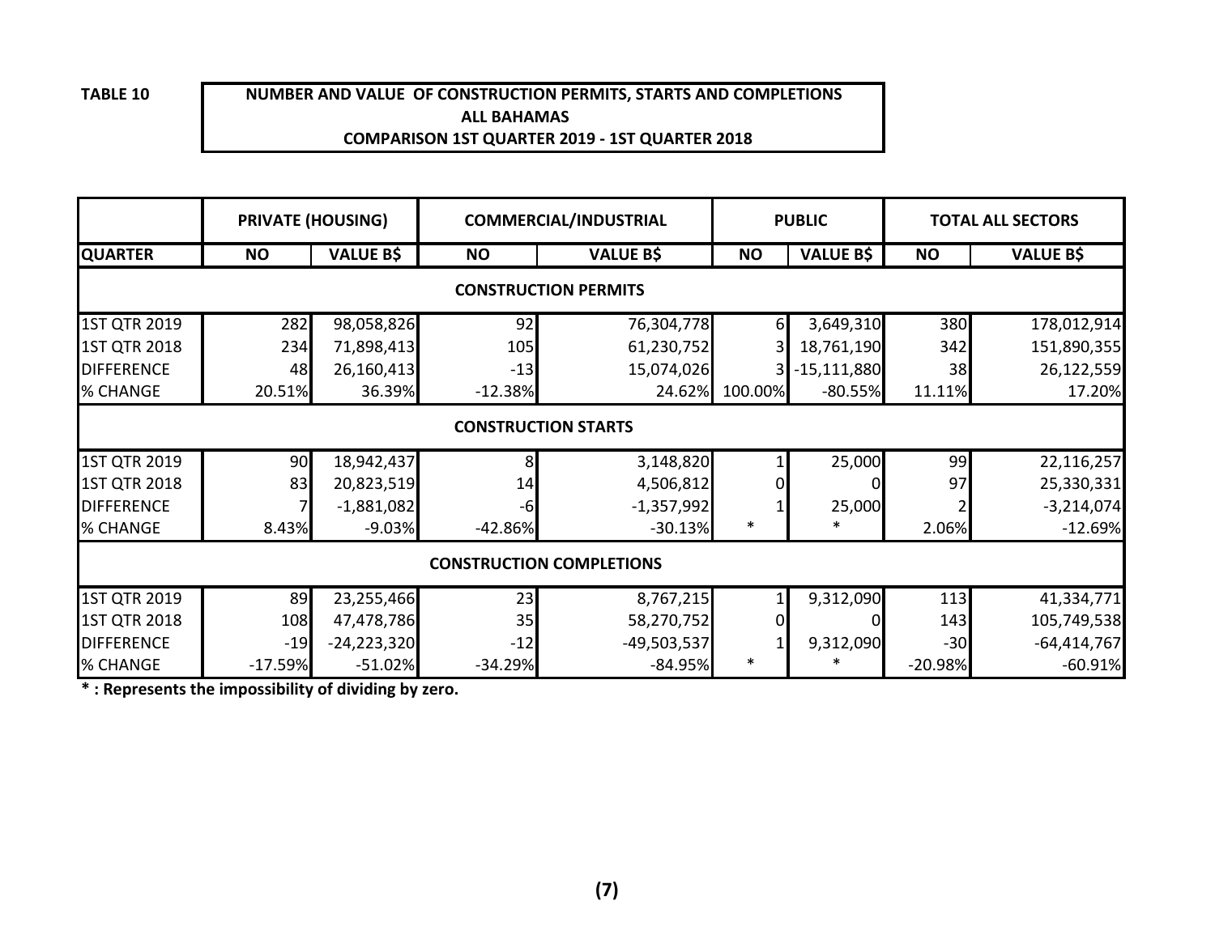**TABLE 10**

**NUMBER AND VALUE OF CONSTRUCTION PERMITS, STARTS AND COMPLETIONS**
**ALL BAHAMAS**
**COMPARISON 1ST QUARTER 2019 - 1ST QUARTER 2018**

| | PRIVATE (HOUSING) | | COMMERCIAL/INDUSTRIAL | | PUBLIC | | TOTAL ALL SECTORS | |
|---|---|---|---|---|---|---|---|---|
| **QUARTER** | **NO** | **VALUE B$** | **NO** | **VALUE B$** | **NO** | **VALUE B$** | **NO** | **VALUE B$** |
| **CONSTRUCTION PERMITS** | | | | | | | | |
| 1ST QTR 2019 | 282 | 98,058,826 | 92 | 76,304,778 | 6 | 3,649,310 | 380 | 178,012,914 |
| 1ST QTR 2018 | 234 | 71,898,413 | 105 | 61,230,752 | 3 | 18,761,190 | 342 | 151,890,355 |
| DIFFERENCE | 48 | 26,160,413 | -13 | 15,074,026 | 3 | -15,111,880 | 38 | 26,122,559 |
| % CHANGE | 20.51% | 36.39% | -12.38% | 24.62% | 100.00% | -80.55% | 11.11% | 17.20% |
| **CONSTRUCTION STARTS** | | | | | | | | |
| 1ST QTR 2019 | 90 | 18,942,437 | 8 | 3,148,820 | 1 | 25,000 | 99 | 22,116,257 |
| 1ST QTR 2018 | 83 | 20,823,519 | 14 | 4,506,812 | 0 | 0 | 97 | 25,330,331 |
| DIFFERENCE | 7 | -1,881,082 | -6 | -1,357,992 | 1 | 25,000 | 2 | -3,214,074 |
| % CHANGE | 8.43% | -9.03% | -42.86% | -30.13% | * | * | 2.06% | -12.69% |
| **CONSTRUCTION COMPLETIONS** | | | | | | | | |
| 1ST QTR 2019 | 89 | 23,255,466 | 23 | 8,767,215 | 1 | 9,312,090 | 113 | 41,334,771 |
| 1ST QTR 2018 | 108 | 47,478,786 | 35 | 58,270,752 | 0 | 0 | 143 | 105,749,538 |
| DIFFERENCE | -19 | -24,223,320 | -12 | -49,503,537 | 1 | 9,312,090 | -30 | -64,414,767 |
| % CHANGE | -17.59% | -51.02% | -34.29% | -84.95% | * | * | -20.98% | -60.91% |

**\* : Represents the impossibility of dividing by zero.**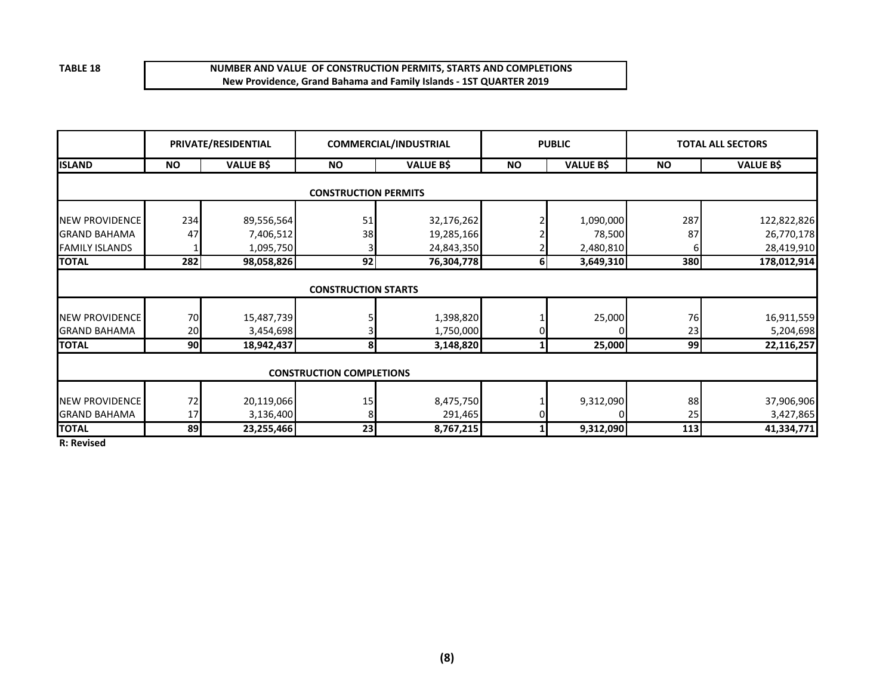**TABLE 18**

**NUMBER AND VALUE OF CONSTRUCTION PERMITS, STARTS AND COMPLETIONS**
**New Providence, Grand Bahama and Family Islands - 1ST QUARTER 2019**

| | PRIVATE/RESIDENTIAL | | COMMERCIAL/INDUSTRIAL | | PUBLIC | | TOTAL ALL SECTORS | |
|---|---|---|---|---|---|---|---|---|
| **ISLAND** | **NO** | **VALUE B$** | **NO** | **VALUE B$** | **NO** | **VALUE B$** | **NO** | **VALUE B$** |
| **CONSTRUCTION PERMITS** | | | | | | | | |
| NEW PROVIDENCE | 234 | 89,556,564 | 51 | 32,176,262 | 2 | 1,090,000 | 287 | 122,822,826 |
| GRAND BAHAMA | 47 | 7,406,512 | 38 | 19,285,166 | 2 | 78,500 | 87 | 26,770,178 |
| FAMILY ISLANDS | 1 | 1,095,750 | 3 | 24,843,350 | 2 | 2,480,810 | 6 | 28,419,910 |
| **TOTAL** | **282** | **98,058,826** | **92** | **76,304,778** | **6** | **3,649,310** | **380** | **178,012,914** |
| **CONSTRUCTION STARTS** | | | | | | | | |
| NEW PROVIDENCE | 70 | 15,487,739 | 5 | 1,398,820 | 1 | 25,000 | 76 | 16,911,559 |
| GRAND BAHAMA | 20 | 3,454,698 | 3 | 1,750,000 | 0 | 0 | 23 | 5,204,698 |
| **TOTAL** | **90** | **18,942,437** | **8** | **3,148,820** | **1** | **25,000** | **99** | **22,116,257** |
| **CONSTRUCTION COMPLETIONS** | | | | | | | | |
| NEW PROVIDENCE | 72 | 20,119,066 | 15 | 8,475,750 | 1 | 9,312,090 | 88 | 37,906,906 |
| GRAND BAHAMA | 17 | 3,136,400 | 8 | 291,465 | 0 | 0 | 25 | 3,427,865 |
| **TOTAL** | **89** | **23,255,466** | **23** | **8,767,215** | **1** | **9,312,090** | **113** | **41,334,771** |

**R: Revised**